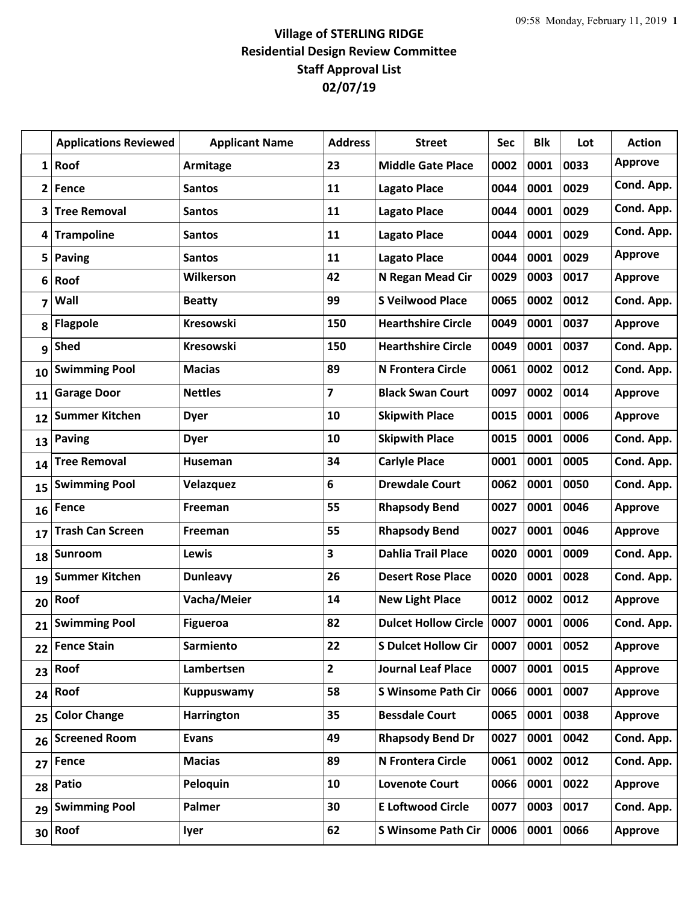# Village of STERLING RIDGE
## Residential Design Review Committee
## Staff Approval List
## 02/07/19

| | Applications Reviewed | Applicant Name | Address | Street | Sec | Blk | Lot | Action |
|---|---|---|---|---|---|---|---|---|
| 1 | Roof | Armitage | 23 | Middle Gate Place | 0002 | 0001 | 0033 | Approve |
| 2 | Fence | Santos | 11 | Lagato Place | 0044 | 0001 | 0029 | Cond. App. |
| 3 | Tree Removal | Santos | 11 | Lagato Place | 0044 | 0001 | 0029 | Cond. App. |
| 4 | Trampoline | Santos | 11 | Lagato Place | 0044 | 0001 | 0029 | Cond. App. |
| 5 | Paving | Santos | 11 | Lagato Place | 0044 | 0001 | 0029 | Approve |
| 6 | Roof | Wilkerson | 42 | N Regan Mead Cir | 0029 | 0003 | 0017 | Approve |
| 7 | Wall | Beatty | 99 | S Veilwood Place | 0065 | 0002 | 0012 | Cond. App. |
| 8 | Flagpole | Kresowski | 150 | Hearthshire Circle | 0049 | 0001 | 0037 | Approve |
| 9 | Shed | Kresowski | 150 | Hearthshire Circle | 0049 | 0001 | 0037 | Cond. App. |
| 10 | Swimming Pool | Macias | 89 | N Frontera Circle | 0061 | 0002 | 0012 | Cond. App. |
| 11 | Garage Door | Nettles | 7 | Black Swan Court | 0097 | 0002 | 0014 | Approve |
| 12 | Summer Kitchen | Dyer | 10 | Skipwith Place | 0015 | 0001 | 0006 | Approve |
| 13 | Paving | Dyer | 10 | Skipwith Place | 0015 | 0001 | 0006 | Cond. App. |
| 14 | Tree Removal | Huseman | 34 | Carlyle Place | 0001 | 0001 | 0005 | Cond. App. |
| 15 | Swimming Pool | Velazquez | 6 | Drewdale Court | 0062 | 0001 | 0050 | Cond. App. |
| 16 | Fence | Freeman | 55 | Rhapsody Bend | 0027 | 0001 | 0046 | Approve |
| 17 | Trash Can Screen | Freeman | 55 | Rhapsody Bend | 0027 | 0001 | 0046 | Approve |
| 18 | Sunroom | Lewis | 3 | Dahlia Trail Place | 0020 | 0001 | 0009 | Cond. App. |
| 19 | Summer Kitchen | Dunleavy | 26 | Desert Rose Place | 0020 | 0001 | 0028 | Cond. App. |
| 20 | Roof | Vacha/Meier | 14 | New Light Place | 0012 | 0002 | 0012 | Approve |
| 21 | Swimming Pool | Figueroa | 82 | Dulcet Hollow Circle | 0007 | 0001 | 0006 | Cond. App. |
| 22 | Fence Stain | Sarmiento | 22 | S Dulcet Hollow Cir | 0007 | 0001 | 0052 | Approve |
| 23 | Roof | Lambertsen | 2 | Journal Leaf Place | 0007 | 0001 | 0015 | Approve |
| 24 | Roof | Kuppuswamy | 58 | S Winsome Path Cir | 0066 | 0001 | 0007 | Approve |
| 25 | Color Change | Harrington | 35 | Bessdale Court | 0065 | 0001 | 0038 | Approve |
| 26 | Screened Room | Evans | 49 | Rhapsody Bend Dr | 0027 | 0001 | 0042 | Cond. App. |
| 27 | Fence | Macias | 89 | N Frontera Circle | 0061 | 0002 | 0012 | Cond. App. |
| 28 | Patio | Peloquin | 10 | Lovenote Court | 0066 | 0001 | 0022 | Approve |
| 29 | Swimming Pool | Palmer | 30 | E Loftwood Circle | 0077 | 0003 | 0017 | Cond. App. |
| 30 | Roof | Iyer | 62 | S Winsome Path Cir | 0006 | 0001 | 0066 | Approve |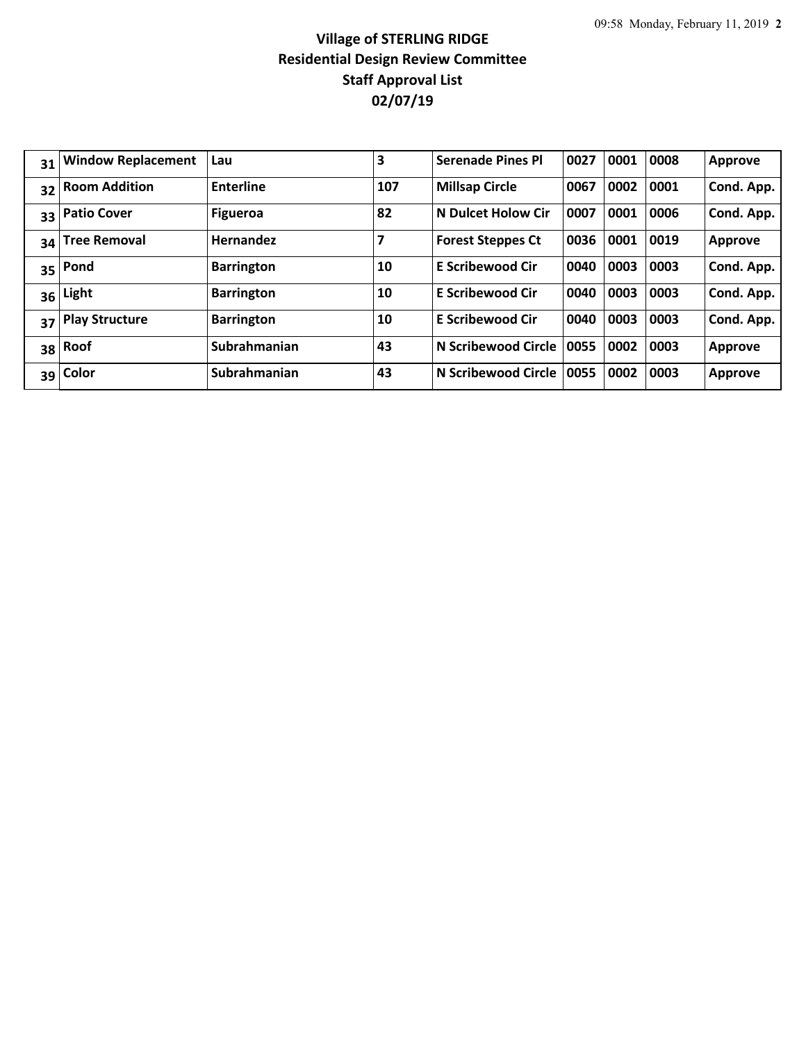**Village of STERLING RIDGE**
**Residential Design Review Committee**
**Staff Approval List**
**02/07/19**

| | | | | | | | | |
|---|---|---|---|---|---|---|---|---|
| 31 | Window Replacement | Lau | 3 | Serenade Pines Pl | 0027 | 0001 | 0008 | Approve |
| 32 | Room Addition | Enterline | 107 | Millsap Circle | 0067 | 0002 | 0001 | Cond. App. |
| 33 | Patio Cover | Figueroa | 82 | N Dulcet Holow Cir | 0007 | 0001 | 0006 | Cond. App. |
| 34 | Tree Removal | Hernandez | 7 | Forest Steppes Ct | 0036 | 0001 | 0019 | Approve |
| 35 | Pond | Barrington | 10 | E Scribewood Cir | 0040 | 0003 | 0003 | Cond. App. |
| 36 | Light | Barrington | 10 | E Scribewood Cir | 0040 | 0003 | 0003 | Cond. App. |
| 37 | Play Structure | Barrington | 10 | E Scribewood Cir | 0040 | 0003 | 0003 | Cond. App. |
| 38 | Roof | Subrahmanian | 43 | N Scribewood Circle | 0055 | 0002 | 0003 | Approve |
| 39 | Color | Subrahmanian | 43 | N Scribewood Circle | 0055 | 0002 | 0003 | Approve |